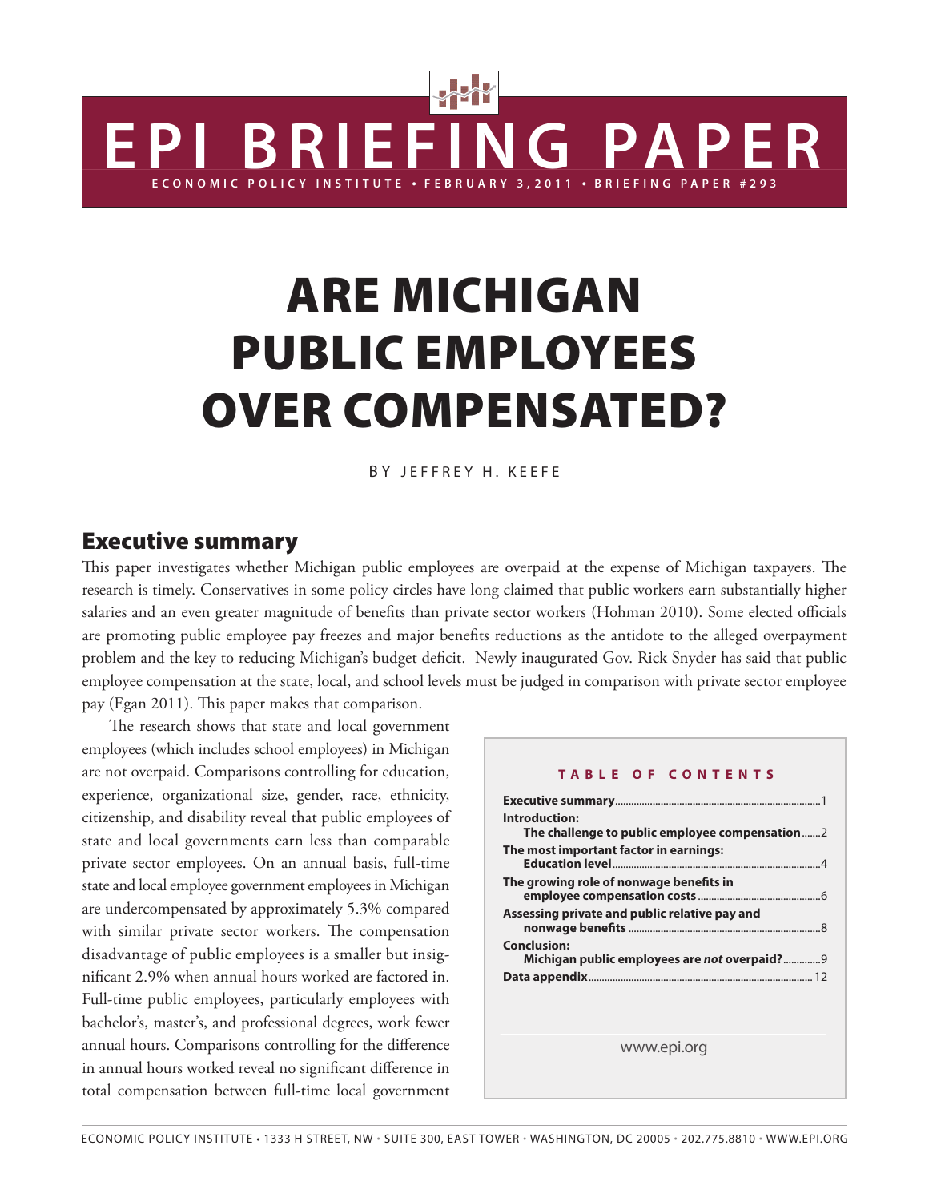# EPI BRIEFING PAPER

ECONOMIC POLICY INSTITUTE • FEBRUARY 3, 2011 • BRIEFING PAPER #293

# ARE MICHIGAN PUBLIC EMPLOYEES OVER COMPENSATED?

BY JEFFREY H. KEEFE

## Executive summary

This paper investigates whether Michigan public employees are overpaid at the expense of Michigan taxpayers. The research is timely. Conservatives in some policy circles have long claimed that public workers earn substantially higher salaries and an even greater magnitude of benefits than private sector workers (Hohman 2010). Some elected officials are promoting public employee pay freezes and major benefits reductions as the antidote to the alleged overpayment problem and the key to reducing Michigan's budget deficit. Newly inaugurated Gov. Rick Snyder has said that public employee compensation at the state, local, and school levels must be judged in comparison with private sector employee pay (Egan 2011). This paper makes that comparison.

The research shows that state and local government employees (which includes school employees) in Michigan are not overpaid. Comparisons controlling for education, experience, organizational size, gender, race, ethnicity, citizenship, and disability reveal that public employees of state and local governments earn less than comparable private sector employees. On an annual basis, full-time state and local employee government employees in Michigan are undercompensated by approximately 5.3% compared with similar private sector workers. The compensation disadvantage of public employees is a smaller but insignificant 2.9% when annual hours worked are factored in. Full-time public employees, particularly employees with bachelor's, master's, and professional degrees, work fewer annual hours. Comparisons controlling for the difference in annual hours worked reveal no significant difference in total compensation between full-time local government

**TABLE OF CONTENTS**

| | |
|---|---|
| **Executive summary** | 1 |
| **Introduction: The challenge to public employee compensation** | 2 |
| **The most important factor in earnings: Education level** | 4 |
| **The growing role of nonwage benefits in employee compensation costs** | 6 |
| **Assessing private and public relative pay and nonwage benefits** | 8 |
| **Conclusion: Michigan public employees are *not* overpaid?** | 9 |
| **Data appendix** | 12 |

www.epi.org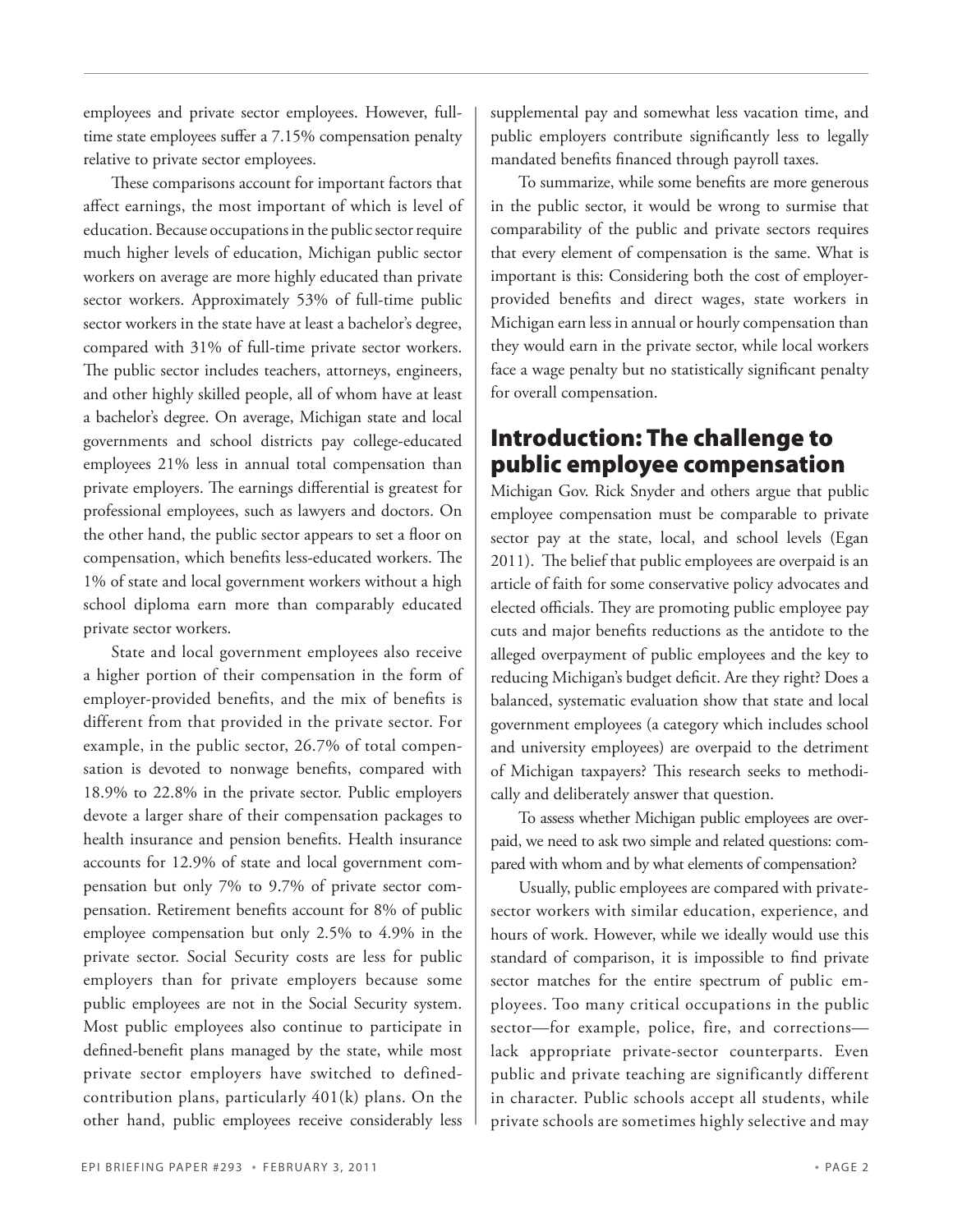employees and private sector employees. However, full-time state employees suffer a 7.15% compensation penalty relative to private sector employees.

These comparisons account for important factors that affect earnings, the most important of which is level of education. Because occupations in the public sector require much higher levels of education, Michigan public sector workers on average are more highly educated than private sector workers. Approximately 53% of full-time public sector workers in the state have at least a bachelor's degree, compared with 31% of full-time private sector workers. The public sector includes teachers, attorneys, engineers, and other highly skilled people, all of whom have at least a bachelor's degree. On average, Michigan state and local governments and school districts pay college-educated employees 21% less in annual total compensation than private employers. The earnings differential is greatest for professional employees, such as lawyers and doctors. On the other hand, the public sector appears to set a floor on compensation, which benefits less-educated workers. The 1% of state and local government workers without a high school diploma earn more than comparably educated private sector workers.

State and local government employees also receive a higher portion of their compensation in the form of employer-provided benefits, and the mix of benefits is different from that provided in the private sector. For example, in the public sector, 26.7% of total compensation is devoted to nonwage benefits, compared with 18.9% to 22.8% in the private sector. Public employers devote a larger share of their compensation packages to health insurance and pension benefits. Health insurance accounts for 12.9% of state and local government compensation but only 7% to 9.7% of private sector compensation. Retirement benefits account for 8% of public employee compensation but only 2.5% to 4.9% in the private sector. Social Security costs are less for public employers than for private employers because some public employees are not in the Social Security system. Most public employees also continue to participate in defined-benefit plans managed by the state, while most private sector employers have switched to defined-contribution plans, particularly 401(k) plans. On the other hand, public employees receive considerably less supplemental pay and somewhat less vacation time, and public employers contribute significantly less to legally mandated benefits financed through payroll taxes.

To summarize, while some benefits are more generous in the public sector, it would be wrong to surmise that comparability of the public and private sectors requires that every element of compensation is the same. What is important is this: Considering both the cost of employer-provided benefits and direct wages, state workers in Michigan earn less in annual or hourly compensation than they would earn in the private sector, while local workers face a wage penalty but no statistically significant penalty for overall compensation.

## Introduction: The challenge to public employee compensation

Michigan Gov. Rick Snyder and others argue that public employee compensation must be comparable to private sector pay at the state, local, and school levels (Egan 2011). The belief that public employees are overpaid is an article of faith for some conservative policy advocates and elected officials. They are promoting public employee pay cuts and major benefits reductions as the antidote to the alleged overpayment of public employees and the key to reducing Michigan's budget deficit. Are they right? Does a balanced, systematic evaluation show that state and local government employees (a category which includes school and university employees) are overpaid to the detriment of Michigan taxpayers? This research seeks to methodically and deliberately answer that question.

To assess whether Michigan public employees are overpaid, we need to ask two simple and related questions: compared with whom and by what elements of compensation?

Usually, public employees are compared with private-sector workers with similar education, experience, and hours of work. However, while we ideally would use this standard of comparison, it is impossible to find private sector matches for the entire spectrum of public employees. Too many critical occupations in the public sector—for example, police, fire, and corrections—lack appropriate private-sector counterparts. Even public and private teaching are significantly different in character. Public schools accept all students, while private schools are sometimes highly selective and may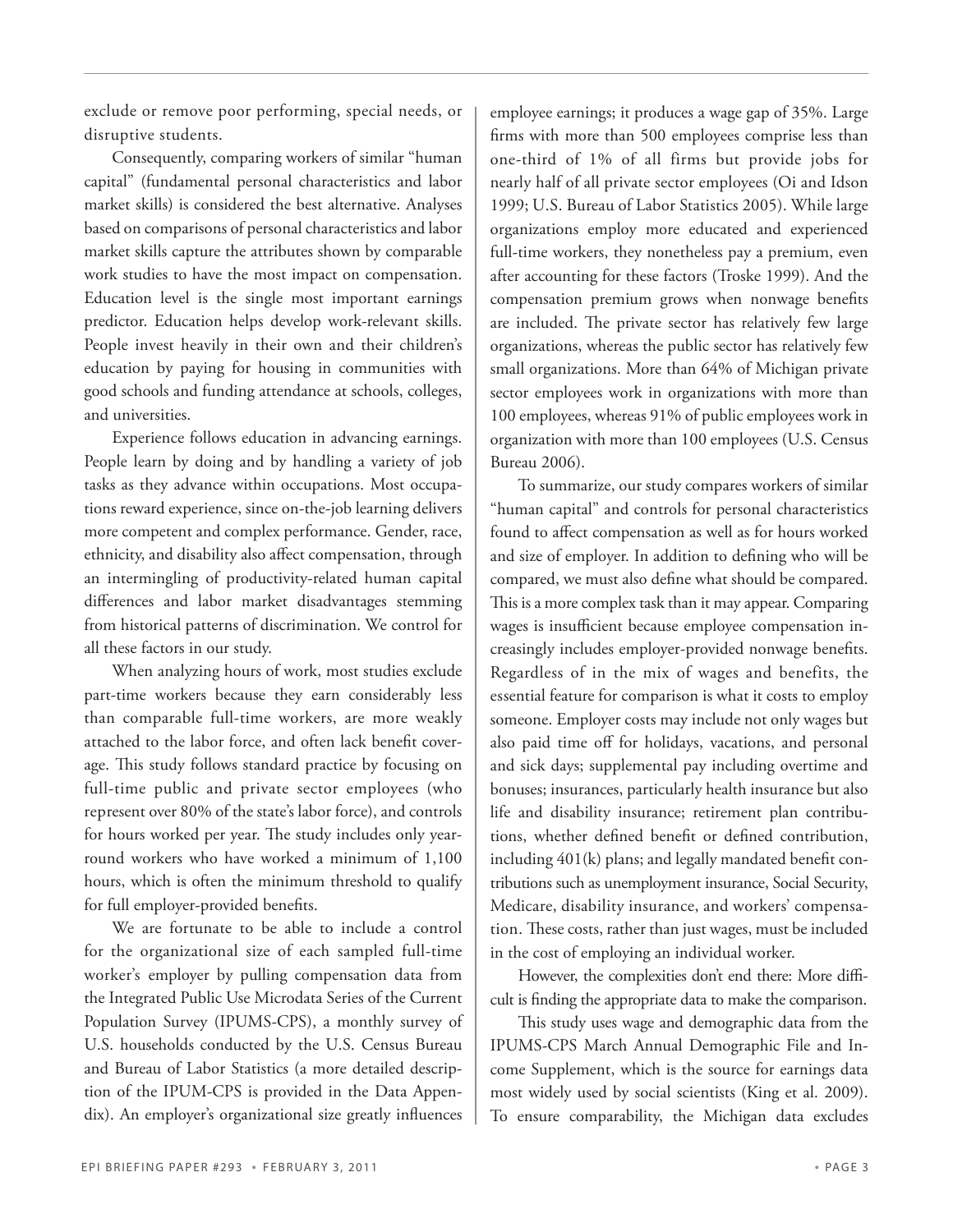exclude or remove poor performing, special needs, or disruptive students.

Consequently, comparing workers of similar "human capital" (fundamental personal characteristics and labor market skills) is considered the best alternative. Analyses based on comparisons of personal characteristics and labor market skills capture the attributes shown by comparable work studies to have the most impact on compensation. Education level is the single most important earnings predictor. Education helps develop work-relevant skills. People invest heavily in their own and their children's education by paying for housing in communities with good schools and funding attendance at schools, colleges, and universities.

Experience follows education in advancing earnings. People learn by doing and by handling a variety of job tasks as they advance within occupations. Most occupations reward experience, since on-the-job learning delivers more competent and complex performance. Gender, race, ethnicity, and disability also affect compensation, through an intermingling of productivity-related human capital differences and labor market disadvantages stemming from historical patterns of discrimination. We control for all these factors in our study.

When analyzing hours of work, most studies exclude part-time workers because they earn considerably less than comparable full-time workers, are more weakly attached to the labor force, and often lack benefit coverage. This study follows standard practice by focusing on full-time public and private sector employees (who represent over 80% of the state's labor force), and controls for hours worked per year. The study includes only year-round workers who have worked a minimum of 1,100 hours, which is often the minimum threshold to qualify for full employer-provided benefits.

We are fortunate to be able to include a control for the organizational size of each sampled full-time worker's employer by pulling compensation data from the Integrated Public Use Microdata Series of the Current Population Survey (IPUMS-CPS), a monthly survey of U.S. households conducted by the U.S. Census Bureau and Bureau of Labor Statistics (a more detailed description of the IPUM-CPS is provided in the Data Appendix). An employer's organizational size greatly influences employee earnings; it produces a wage gap of 35%. Large firms with more than 500 employees comprise less than one-third of 1% of all firms but provide jobs for nearly half of all private sector employees (Oi and Idson 1999; U.S. Bureau of Labor Statistics 2005). While large organizations employ more educated and experienced full-time workers, they nonetheless pay a premium, even after accounting for these factors (Troske 1999). And the compensation premium grows when nonwage benefits are included. The private sector has relatively few large organizations, whereas the public sector has relatively few small organizations. More than 64% of Michigan private sector employees work in organizations with more than 100 employees, whereas 91% of public employees work in organization with more than 100 employees (U.S. Census Bureau 2006).

To summarize, our study compares workers of similar "human capital" and controls for personal characteristics found to affect compensation as well as for hours worked and size of employer. In addition to defining who will be compared, we must also define what should be compared. This is a more complex task than it may appear. Comparing wages is insufficient because employee compensation increasingly includes employer-provided nonwage benefits. Regardless of in the mix of wages and benefits, the essential feature for comparison is what it costs to employ someone. Employer costs may include not only wages but also paid time off for holidays, vacations, and personal and sick days; supplemental pay including overtime and bonuses; insurances, particularly health insurance but also life and disability insurance; retirement plan contributions, whether defined benefit or defined contribution, including 401(k) plans; and legally mandated benefit contributions such as unemployment insurance, Social Security, Medicare, disability insurance, and workers' compensation. These costs, rather than just wages, must be included in the cost of employing an individual worker.

However, the complexities don't end there: More difficult is finding the appropriate data to make the comparison.

This study uses wage and demographic data from the IPUMS-CPS March Annual Demographic File and Income Supplement, which is the source for earnings data most widely used by social scientists (King et al. 2009). To ensure comparability, the Michigan data excludes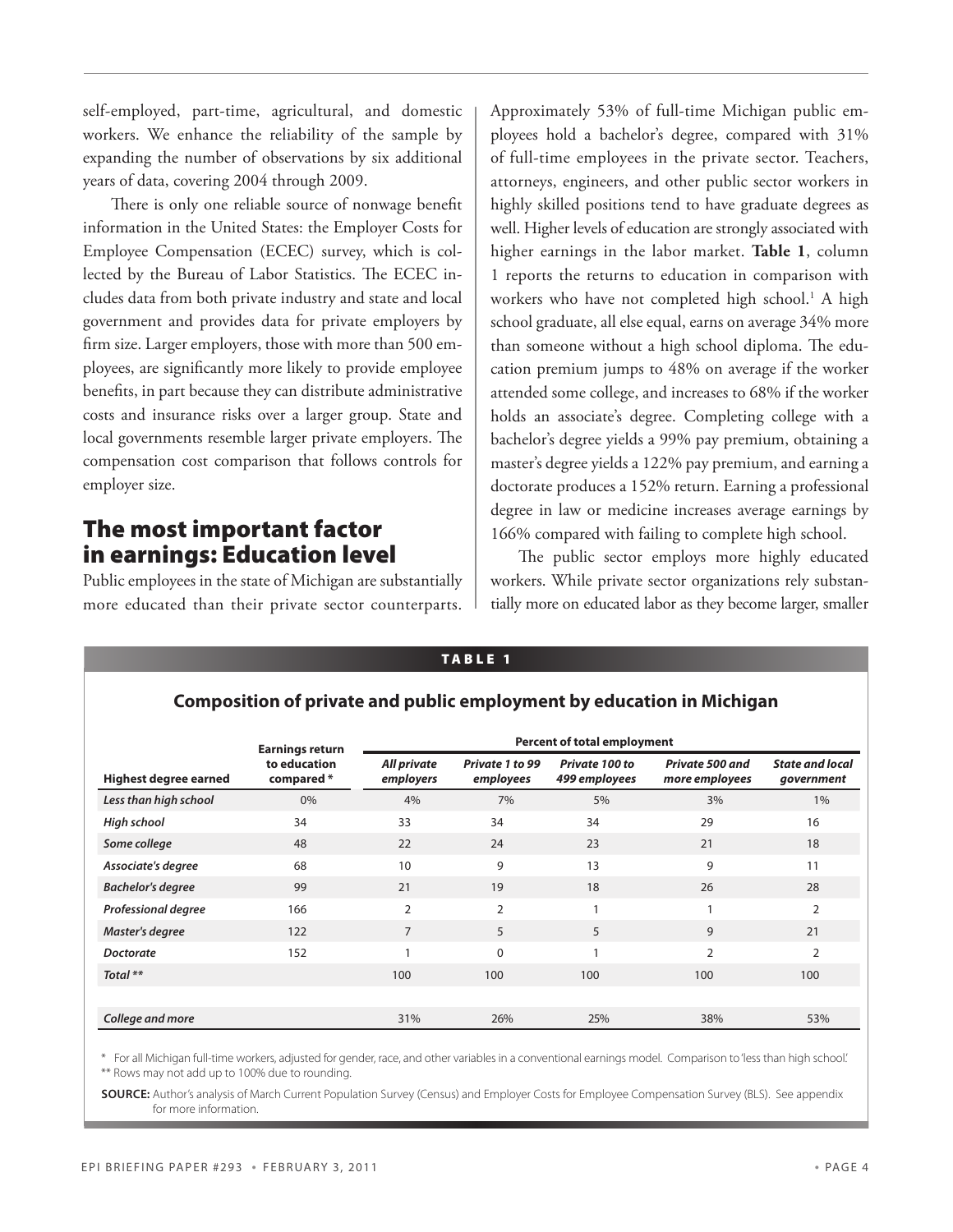self-employed, part-time, agricultural, and domestic workers. We enhance the reliability of the sample by expanding the number of observations by six additional years of data, covering 2004 through 2009.

There is only one reliable source of nonwage benefit information in the United States: the Employer Costs for Employee Compensation (ECEC) survey, which is collected by the Bureau of Labor Statistics. The ECEC includes data from both private industry and state and local government and provides data for private employers by firm size. Larger employers, those with more than 500 employees, are significantly more likely to provide employee benefits, in part because they can distribute administrative costs and insurance risks over a larger group. State and local governments resemble larger private employers. The compensation cost comparison that follows controls for employer size.

## The most important factor in earnings: Education level

Public employees in the state of Michigan are substantially more educated than their private sector counterparts. Approximately 53% of full-time Michigan public employees hold a bachelor's degree, compared with 31% of full-time employees in the private sector. Teachers, attorneys, engineers, and other public sector workers in highly skilled positions tend to have graduate degrees as well. Higher levels of education are strongly associated with higher earnings in the labor market. **Table 1**, column 1 reports the returns to education in comparison with workers who have not completed high school.[1] A high school graduate, all else equal, earns on average 34% more than someone without a high school diploma. The education premium jumps to 48% on average if the worker attended some college, and increases to 68% if the worker holds an associate's degree. Completing college with a bachelor's degree yields a 99% premium, obtaining a master's degree yields a 122% pay premium, and earning a doctorate produces a 152% return. Earning a professional degree in law or medicine increases average earnings by 166% compared with failing to complete high school.

The public sector employs more highly educated workers. While private sector organizations rely substantially more on educated labor as they become larger, smaller

**TABLE 1**

**Composition of private and public employment by education in Michigan**

| Highest degree earned | Earnings return to education compared * | Percent of total employment | | | | |
|---|---|---|---|---|---|---|
| | | *All private employers* | *Private 1 to 99 employees* | *Private 100 to 499 employees* | *Private 500 and more employees* | *State and local government* |
| ***Less than high school*** | 0% | 4% | 7% | 5% | 3% | 1% |
| ***High school*** | 34 | 33 | 34 | 34 | 29 | 16 |
| ***Some college*** | 48 | 22 | 24 | 23 | 21 | 18 |
| ***Associate's degree*** | 68 | 10 | 9 | 13 | 9 | 11 |
| ***Bachelor's degree*** | 99 | 21 | 19 | 18 | 26 | 28 |
| ***Professional degree*** | 166 | 2 | 2 | 1 | 1 | 2 |
| ***Master's degree*** | 122 | 7 | 5 | 5 | 9 | 21 |
| ***Doctorate*** | 152 | 1 | 0 | 1 | 2 | 2 |
| ***Total \*\**** | | 100 | 100 | 100 | 100 | 100 |
| | | | | | | |
| ***College and more*** | | 31% | 26% | 25% | 38% | 53% |

\* For all Michigan full-time workers, adjusted for gender, race, and other variables in a conventional earnings model. Comparison to 'less than high school.'
** Rows may not add up to 100% due to rounding.

**SOURCE:** Author's analysis of March Current Population Survey (Census) and Employer Costs for Employee Compensation Survey (BLS). See appendix for more information.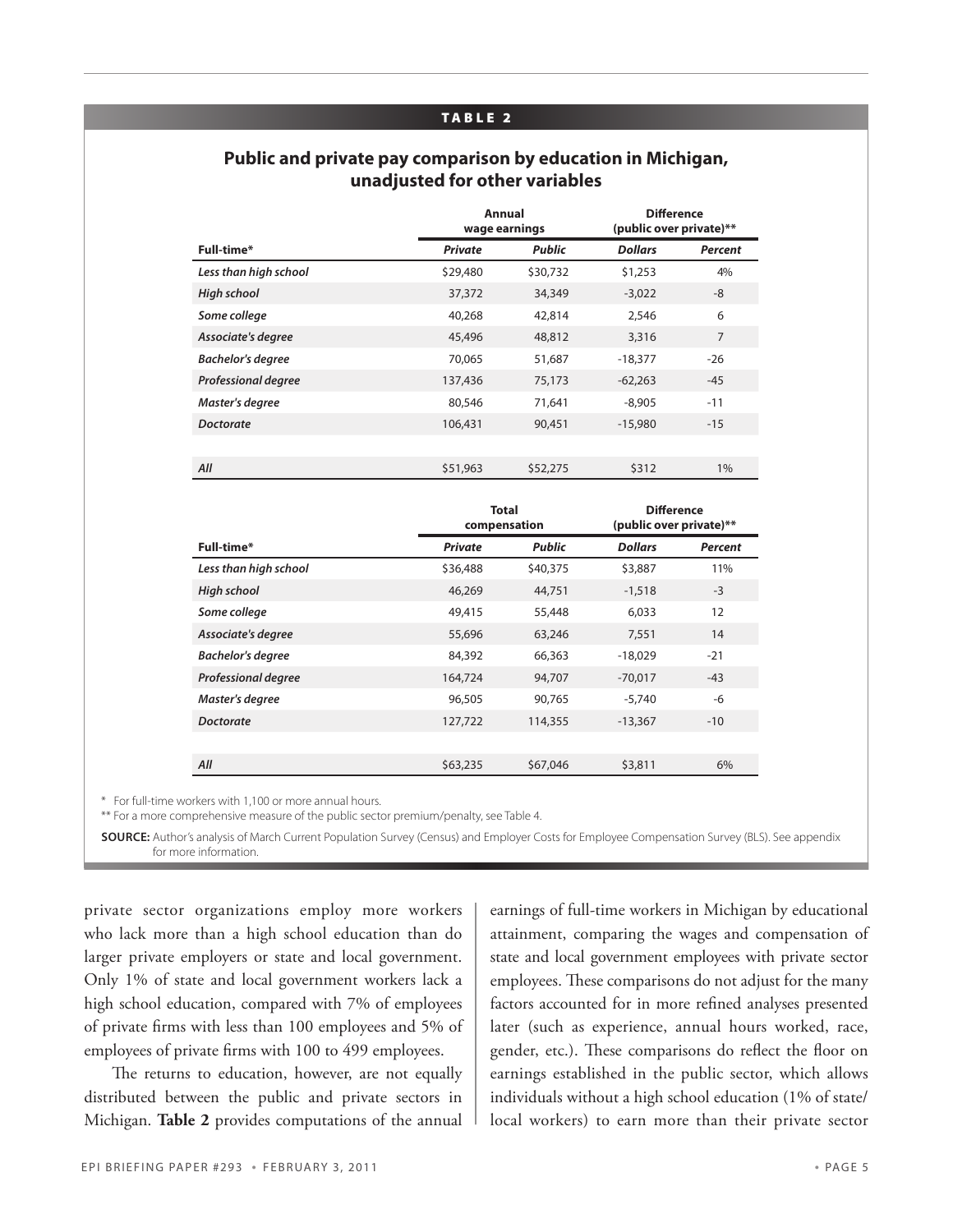**TABLE 2**

**Public and private pay comparison by education in Michigan, unadjusted for other variables**

| | Annual wage earnings | | Difference (public over private)** | |
|---|---|---|---|---|
| **Full-time*** | ***Private*** | ***Public*** | ***Dollars*** | ***Percent*** |
| ***Less than high school*** | $29,480 | $30,732 | $1,253 | 4% |
| ***High school*** | 37,372 | 34,349 | -3,022 | -8 |
| ***Some college*** | 40,268 | 42,814 | 2,546 | 6 |
| ***Associate's degree*** | 45,496 | 48,812 | 3,316 | 7 |
| ***Bachelor's degree*** | 70,065 | 51,687 | -18,377 | -26 |
| ***Professional degree*** | 137,436 | 75,173 | -62,263 | -45 |
| ***Master's degree*** | 80,546 | 71,641 | -8,905 | -11 |
| ***Doctorate*** | 106,431 | 90,451 | -15,980 | -15 |
| ***All*** | $51,963 | $52,275 | $312 | 1% |

| | Total compensation | | Difference (public over private)** | |
|---|---|---|---|---|
| **Full-time*** | ***Private*** | ***Public*** | ***Dollars*** | ***Percent*** |
| ***Less than high school*** | $36,488 | $40,375 | $3,887 | 11% |
| ***High school*** | 46,269 | 44,751 | -1,518 | -3 |
| ***Some college*** | 49,415 | 55,448 | 6,033 | 12 |
| ***Associate's degree*** | 55,696 | 63,246 | 7,551 | 14 |
| ***Bachelor's degree*** | 84,392 | 66,363 | -18,029 | -21 |
| ***Professional degree*** | 164,724 | 94,707 | -70,017 | -43 |
| ***Master's degree*** | 96,505 | 90,765 | -5,740 | -6 |
| ***Doctorate*** | 127,722 | 114,355 | -13,367 | -10 |
| ***All*** | $63,235 | $67,046 | $3,811 | 6% |

\* For full-time workers with 1,100 or more annual hours.

** For a more comprehensive measure of the public sector premium/penalty, see Table 4.

**SOURCE:** Author's analysis of March Current Population Survey (Census) and Employer Costs for Employee Compensation Survey (BLS). See appendix for more information.

private sector organizations employ more workers who lack more than a high school education than do larger private employers or state and local government. Only 1% of state and local government workers lack a high school education, compared with 7% of employees of private firms with less than 100 employees and 5% of employees of private firms with 100 to 499 employees.

The returns to education, however, are not equally distributed between the public and private sectors in Michigan. **Table 2** provides computations of the annual earnings of full-time workers in Michigan by educational attainment, comparing the wages and compensation of state and local government employees with private sector employees. These comparisons do not adjust for the many factors accounted for in more refined analyses presented later (such as experience, annual hours worked, race, gender, etc.). These comparisons do reflect the floor on earnings established in the public sector, which allows individuals without a high school education (1% of state/local workers) to earn more than their private sector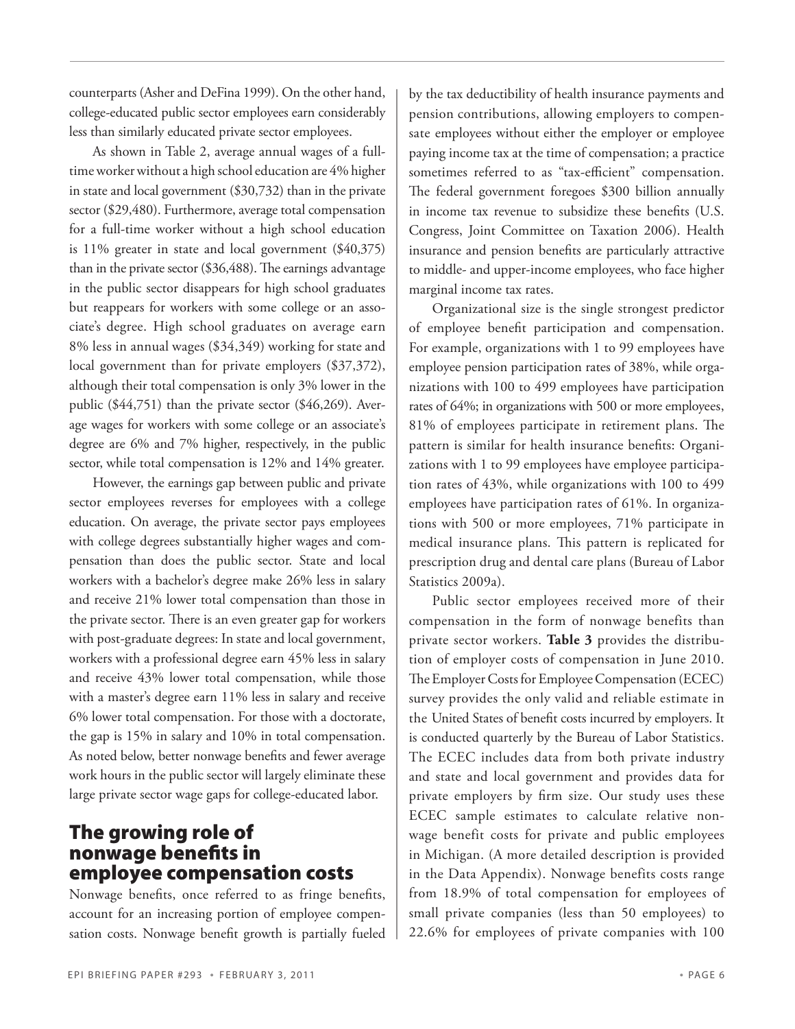counterparts (Asher and DeFina 1999). On the other hand, college-educated public sector employees earn considerably less than similarly educated private sector employees.

As shown in Table 2, average annual wages of a full-time worker without a high school education are 4% higher in state and local government ($30,732) than in the private sector ($29,480). Furthermore, average total compensation for a full-time worker without a high school education is 11% greater in state and local government ($40,375) than in the private sector ($36,488). The earnings advantage in the public sector disappears for high school graduates but reappears for workers with some college or an associate's degree. High school graduates on average earn 8% less in annual wages ($34,349) working for state and local government than for private employers ($37,372), although their total compensation is only 3% lower in the public ($44,751) than the private sector ($46,269). Average wages for workers with some college or an associate's degree are 6% and 7% higher, respectively, in the public sector, while total compensation is 12% and 14% greater.

However, the earnings gap between public and private sector employees reverses for employees with a college education. On average, the private sector pays employees with college degrees substantially higher wages and compensation than does the public sector. State and local workers with a bachelor's degree make 26% less in salary and receive 21% lower total compensation than those in the private sector. There is an even greater gap for workers with post-graduate degrees: In state and local government, workers with a professional degree earn 45% less in salary and receive 43% lower total compensation, while those with a master's degree earn 11% less in salary and receive 6% lower total compensation. For those with a doctorate, the gap is 15% in salary and 10% in total compensation. As noted below, better nonwage benefits and fewer average work hours in the public sector will largely eliminate these large private sector wage gaps for college-educated labor.

## The growing role of nonwage benefits in employee compensation costs

Nonwage benefits, once referred to as fringe benefits, account for an increasing portion of employee compensation costs. Nonwage benefit growth is partially fueled by the tax deductibility of health insurance payments and pension contributions, allowing employers to compensate employees without either the employer or employee paying income tax at the time of compensation; a practice sometimes referred to as "tax-efficient" compensation. The federal government foregoes $300 billion annually in income tax revenue to subsidize these benefits (U.S. Congress, Joint Committee on Taxation 2006). Health insurance and pension benefits are particularly attractive to middle- and upper-income employees, who face higher marginal income tax rates.

Organizational size is the single strongest predictor of employee benefit participation and compensation. For example, organizations with 1 to 99 employees have employee pension participation rates of 38%, while organizations with 100 to 499 employees have participation rates of 64%; in organizations with 500 or more employees, 81% of employees participate in retirement plans. The pattern is similar for health insurance benefits: Organizations with 1 to 99 employees have employee participation rates of 43%, while organizations with 100 to 499 employees have participation rates of 61%. In organizations with 500 or more employees, 71% participate in medical insurance plans. This pattern is replicated for prescription drug and dental care plans (Bureau of Labor Statistics 2009a).

Public sector employees received more of their compensation in the form of nonwage benefits than private sector workers. **Table 3** provides the distribution of employer costs of compensation in June 2010. The Employer Costs for Employee Compensation (ECEC) survey provides the only valid and reliable estimate in the United States of benefit costs incurred by employers. It is conducted quarterly by the Bureau of Labor Statistics. The ECEC includes data from both private industry and state and local government and provides data for private employers by firm size. Our study uses these ECEC sample estimates to calculate relative nonwage benefit costs for private and public employees in Michigan. (A more detailed description is provided in the Data Appendix). Nonwage benefits costs range from 18.9% of total compensation for employees of small private companies (less than 50 employees) to 22.6% for employees of private companies with 100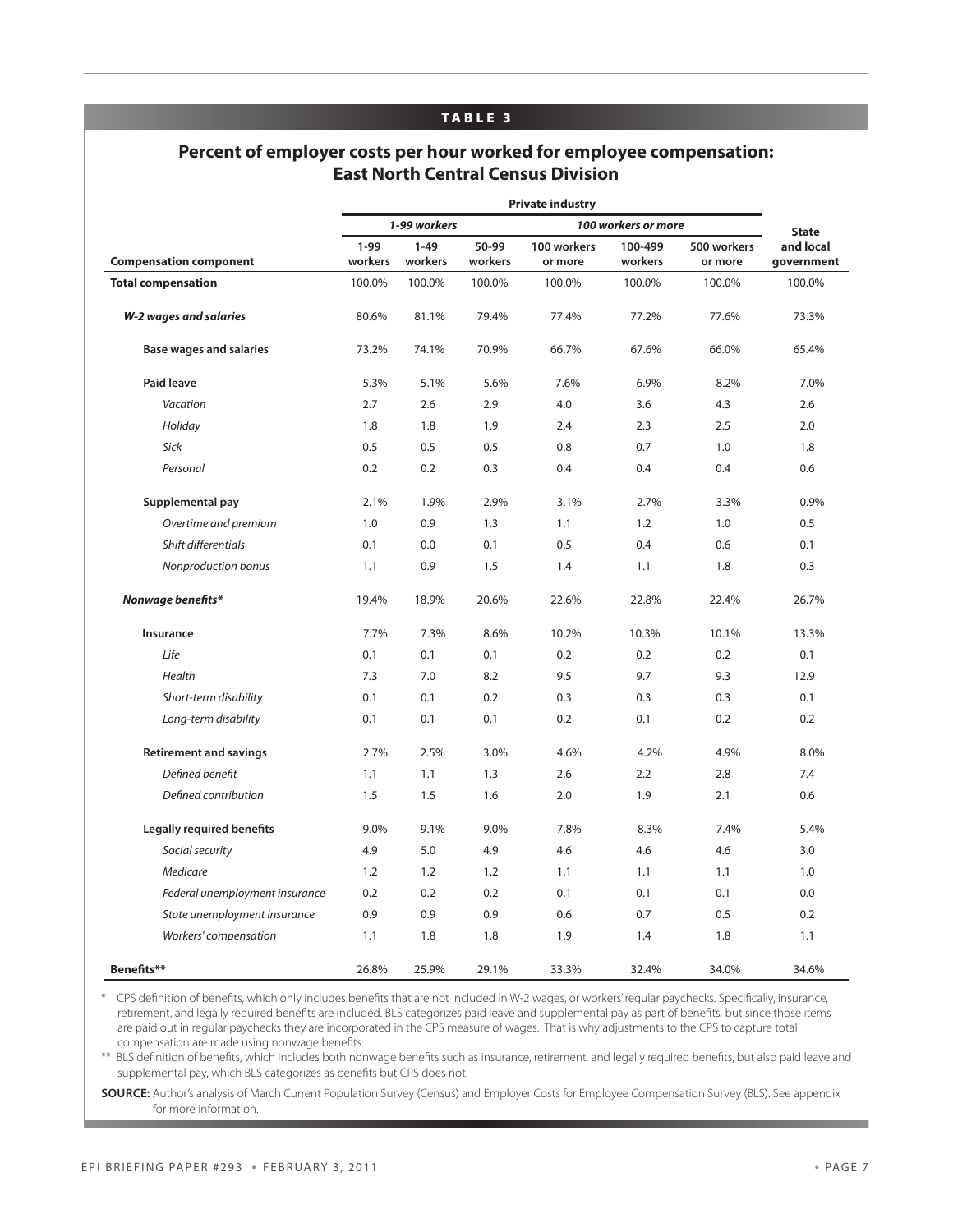**TABLE 3**

## Percent of employer costs per hour worked for employee compensation: East North Central Census Division

| | Private industry | | | | | | |
|---|---|---|---|---|---|---|---|
| | *1-99 workers* | | | *100 workers or more* | | | **State and local government** |
| **Compensation component** | **1-99 workers** | **1-49 workers** | **50-99 workers** | **100 workers or more** | **100-499 workers** | **500 workers or more** | |
| **Total compensation** | 100.0% | 100.0% | 100.0% | 100.0% | 100.0% | 100.0% | 100.0% |
| ***W-2 wages and salaries*** | 80.6% | 81.1% | 79.4% | 77.4% | 77.2% | 77.6% | 73.3% |
| **Base wages and salaries** | 73.2% | 74.1% | 70.9% | 66.7% | 67.6% | 66.0% | 65.4% |
| **Paid leave** | 5.3% | 5.1% | 5.6% | 7.6% | 6.9% | 8.2% | 7.0% |
| *Vacation* | 2.7 | 2.6 | 2.9 | 4.0 | 3.6 | 4.3 | 2.6 |
| *Holiday* | 1.8 | 1.8 | 1.9 | 2.4 | 2.3 | 2.5 | 2.0 |
| *Sick* | 0.5 | 0.5 | 0.5 | 0.8 | 0.7 | 1.0 | 1.8 |
| *Personal* | 0.2 | 0.2 | 0.3 | 0.4 | 0.4 | 0.4 | 0.6 |
| **Supplemental pay** | 2.1% | 1.9% | 2.9% | 3.1% | 2.7% | 3.3% | 0.9% |
| *Overtime and premium* | 1.0 | 0.9 | 1.3 | 1.1 | 1.2 | 1.0 | 0.5 |
| *Shift differentials* | 0.1 | 0.0 | 0.1 | 0.5 | 0.4 | 0.6 | 0.1 |
| *Nonproduction bonus* | 1.1 | 0.9 | 1.5 | 1.4 | 1.1 | 1.8 | 0.3 |
| ***Nonwage benefits**** | 19.4% | 18.9% | 20.6% | 22.6% | 22.8% | 22.4% | 26.7% |
| **Insurance** | 7.7% | 7.3% | 8.6% | 10.2% | 10.3% | 10.1% | 13.3% |
| *Life* | 0.1 | 0.1 | 0.1 | 0.2 | 0.2 | 0.2 | 0.1 |
| *Health* | 7.3 | 7.0 | 8.2 | 9.5 | 9.7 | 9.3 | 12.9 |
| *Short-term disability* | 0.1 | 0.1 | 0.2 | 0.3 | 0.3 | 0.3 | 0.1 |
| *Long-term disability* | 0.1 | 0.1 | 0.1 | 0.2 | 0.1 | 0.2 | 0.2 |
| **Retirement and savings** | 2.7% | 2.5% | 3.0% | 4.6% | 4.2% | 4.9% | 8.0% |
| *Defined benefit* | 1.1 | 1.1 | 1.3 | 2.6 | 2.2 | 2.8 | 7.4 |
| *Defined contribution* | 1.5 | 1.5 | 1.6 | 2.0 | 1.9 | 2.1 | 0.6 |
| **Legally required benefits** | 9.0% | 9.1% | 9.0% | 7.8% | 8.3% | 7.4% | 5.4% |
| *Social security* | 4.9 | 5.0 | 4.9 | 4.6 | 4.6 | 4.6 | 3.0 |
| *Medicare* | 1.2 | 1.2 | 1.2 | 1.1 | 1.1 | 1.1 | 1.0 |
| *Federal unemployment insurance* | 0.2 | 0.2 | 0.2 | 0.1 | 0.1 | 0.1 | 0.0 |
| *State unemployment insurance* | 0.9 | 0.9 | 0.9 | 0.6 | 0.7 | 0.5 | 0.2 |
| *Workers' compensation* | 1.1 | 1.8 | 1.8 | 1.9 | 1.4 | 1.8 | 1.1 |
| **Benefits**** | 26.8% | 25.9% | 29.1% | 33.3% | 32.4% | 34.0% | 34.6% |

\* CPS definition of benefits, which only includes benefits that are not included in W-2 wages, or workers' regular paychecks. Specifically, insurance, retirement, and legally required benefits are included. BLS categorizes paid leave and supplemental pay as part of benefits, but since those items are paid out in regular paychecks they are incorporated in the CPS measure of wages. That is why adjustments to the CPS to capture total compensation are made using nonwage benefits.

\*\* BLS definition of benefits, which includes both nonwage benefits such as insurance, retirement, and legally required benefits, but also paid leave and supplemental pay, which BLS categorizes as benefits but CPS does not.

**SOURCE:** Author's analysis of March Current Population Survey (Census) and Employer Costs for Employee Compensation Survey (BLS). See appendix for more information.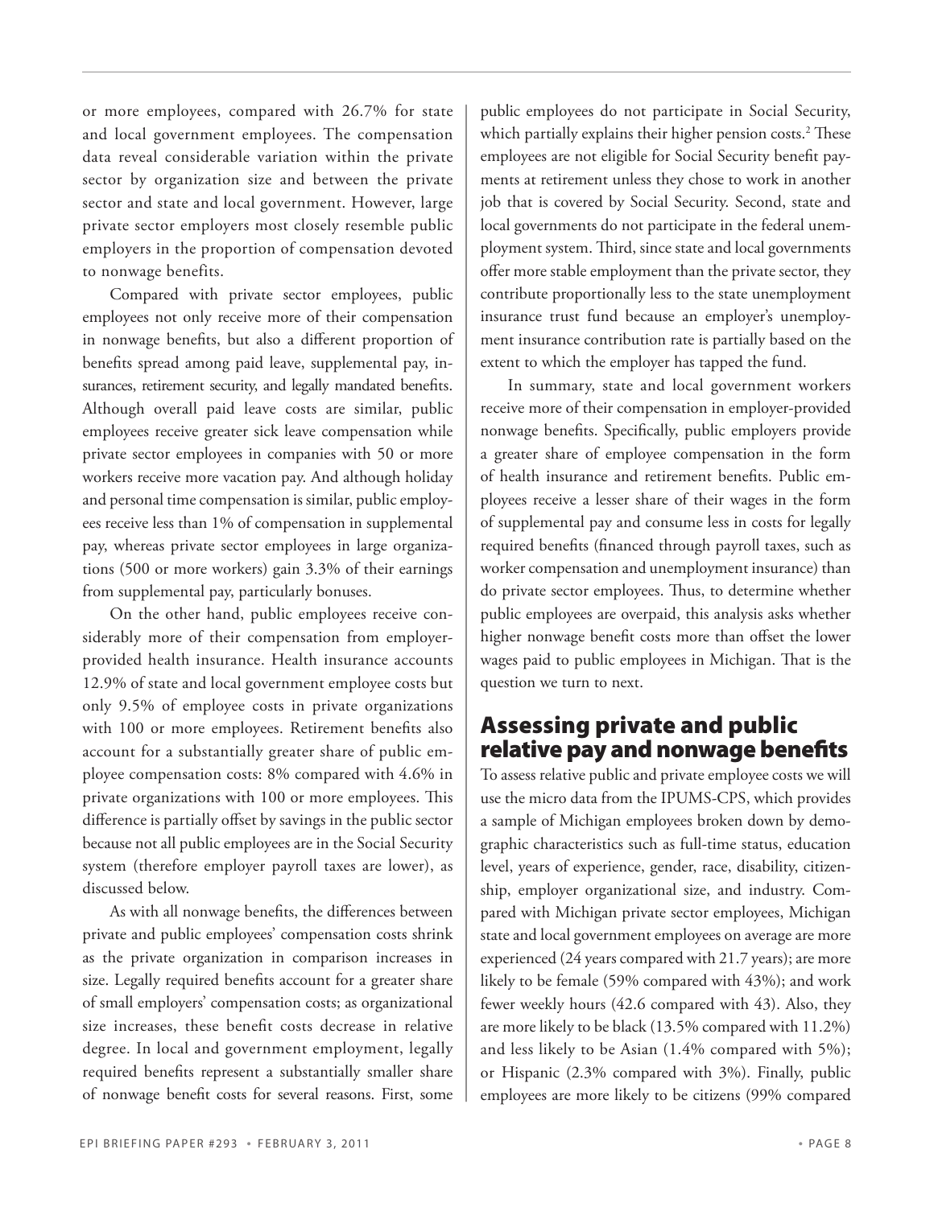or more employees, compared with 26.7% for state and local government employees. The compensation data reveal considerable variation within the private sector by organization size and between the private sector and state and local government. However, large private sector employers most closely resemble public employers in the proportion of compensation devoted to nonwage benefits.

Compared with private sector employees, public employees not only receive more of their compensation in nonwage benefits, but also a different proportion of benefits spread among paid leave, supplemental pay, insurances, retirement security, and legally mandated benefits. Although overall paid leave costs are similar, public employees receive greater sick leave compensation while private sector employees in companies with 50 or more workers receive more vacation pay. And although holiday and personal time compensation is similar, public employees receive less than 1% of compensation in supplemental pay, whereas private sector employees in large organizations (500 or more workers) gain 3.3% of their earnings from supplemental pay, particularly bonuses.

On the other hand, public employees receive considerably more of their compensation from employer-provided health insurance. Health insurance accounts 12.9% of state and local government employee costs but only 9.5% of employee costs in private organizations with 100 or more employees. Retirement benefits also account for a substantially greater share of public employee compensation costs: 8% compared with 4.6% in private organizations with 100 or more employees. This difference is partially offset by savings in the public sector because not all public employees are in the Social Security system (therefore employer payroll taxes are lower), as discussed below.

As with all nonwage benefits, the differences between private and public employees' compensation costs shrink as the private organization in comparison increases in size. Legally required benefits account for a greater share of small employers' compensation costs; as organizational size increases, these benefit costs decrease in relative degree. In local and government employment, legally required benefits represent a substantially smaller share of nonwage benefit costs for several reasons. First, some public employees do not participate in Social Security, which partially explains their higher pension costs.[2] These employees are not eligible for Social Security benefit payments at retirement unless they chose to work in another job that is covered by Social Security. Second, state and local governments do not participate in the federal unemployment system. Third, since state and local governments offer more stable employment than the private sector, they contribute proportionally less to the state unemployment insurance trust fund because an employer's unemployment insurance contribution rate is partially based on the extent to which the employer has tapped the fund.

In summary, state and local government workers receive more of their compensation in employer-provided nonwage benefits. Specifically, public employers provide a greater share of employee compensation in the form of health insurance and retirement benefits. Public employees receive a lesser share of their wages in the form of supplemental pay and consume less in costs for legally required benefits (financed through payroll taxes, such as worker compensation and unemployment insurance) than do private sector employees. Thus, to determine whether public employees are overpaid, this analysis asks whether higher nonwage benefit costs more than offset the lower wages paid to public employees in Michigan. That is the question we turn to next.

## Assessing private and public relative pay and nonwage benefits

To assess relative public and private employee costs we will use the micro data from the IPUMS-CPS, which provides a sample of Michigan employees broken down by demographic characteristics such as full-time status, education level, years of experience, gender, race, disability, citizenship, employer organizational size, and industry. Compared with Michigan private sector employees, Michigan state and local government employees on average are more experienced (24 years compared with 21.7 years); are more likely to be female (59% compared with 43%); and work fewer weekly hours (42.6 compared with 43). Also, they are more likely to be black (13.5% compared with 11.2%) and less likely to be Asian (1.4% compared with 5%); or Hispanic (2.3% compared with 3%). Finally, public employees are more likely to be citizens (99% compared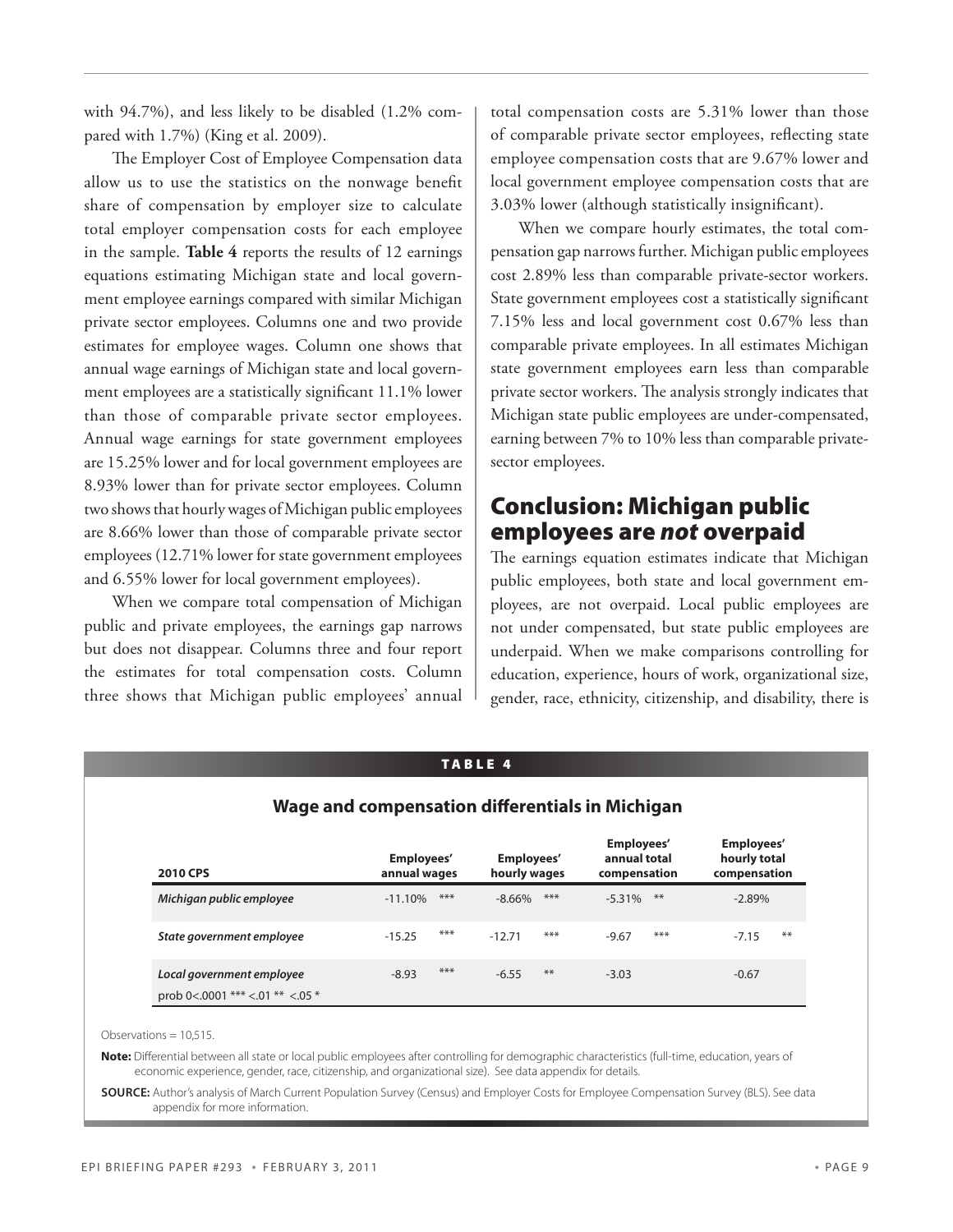with 94.7%), and less likely to be disabled (1.2% compared with 1.7%) (King et al. 2009).

The Employer Cost of Employee Compensation data allow us to use the statistics on the nonwage benefit share of compensation by employer size to calculate total employer compensation costs for each employee in the sample. **Table 4** reports the results of 12 earnings equations estimating Michigan state and local government employee earnings compared with similar Michigan private sector employees. Columns one and two provide estimates for employee wages. Column one shows that annual wage earnings of Michigan state and local government employees are a statistically significant 11.1% lower than those of comparable private sector employees. Annual wage earnings for state government employees are 15.25% lower and for local government employees are 8.93% lower than for private sector employees. Column two shows that hourly wages of Michigan public employees are 8.66% lower than those of comparable private sector employees (12.71% lower for state government employees and 6.55% lower for local government employees).

When we compare total compensation of Michigan public and private employees, the earnings gap narrows but does not disappear. Columns three and four report the estimates for total compensation costs. Column three shows that Michigan public employees' annual total compensation costs are 5.31% lower than those of comparable private sector employees, reflecting state employee compensation costs that are 9.67% lower and local government employee compensation costs that are 3.03% lower (although statistically insignificant).

When we compare hourly estimates, the total compensation gap narrows further. Michigan public employees cost 2.89% less than comparable private-sector workers. State government employees cost a statistically significant 7.15% less and local government cost 0.67% less than comparable private employees. In all estimates Michigan state government employees earn less than comparable private sector workers. The analysis strongly indicates that Michigan state public employees are under-compensated, earning between 7% to 10% less than comparable private-sector employees.

## Conclusion: Michigan public employees are *not* overpaid

The earnings equation estimates indicate that Michigan public employees, both state and local government employees, are not overpaid. Local public employees are not under compensated, but state public employees are underpaid. When we make comparisons controlling for education, experience, hours of work, organizational size, gender, race, ethnicity, citizenship, and disability, there is

**TABLE 4**

**Wage and compensation differentials in Michigan**

| 2010 CPS | Employees' annual wages | | Employees' hourly wages | | Employees' annual total compensation | | Employees' hourly total compensation | |
|---|---|---|---|---|---|---|---|---|
| *Michigan public employee* | -11.10% | *** | -8.66% | *** | -5.31% | ** | -2.89% | |
| *State government employee* | -15.25 | *** | -12.71 | *** | -9.67 | *** | -7.15 | ** |
| *Local government employee* | -8.93 | *** | -6.55 | ** | -3.03 | | -0.67 | |
| prob 0<.0001 *** <.01 ** <.05 * | | | | | | | | |

Observations = 10,515.

**Note:** Differential between all state or local public employees after controlling for demographic characteristics (full-time, education, years of economic experience, gender, race, citizenship, and organizational size). See data appendix for details.

**SOURCE:** Author's analysis of March Current Population Survey (Census) and Employer Costs for Employee Compensation Survey (BLS). See data appendix for more information.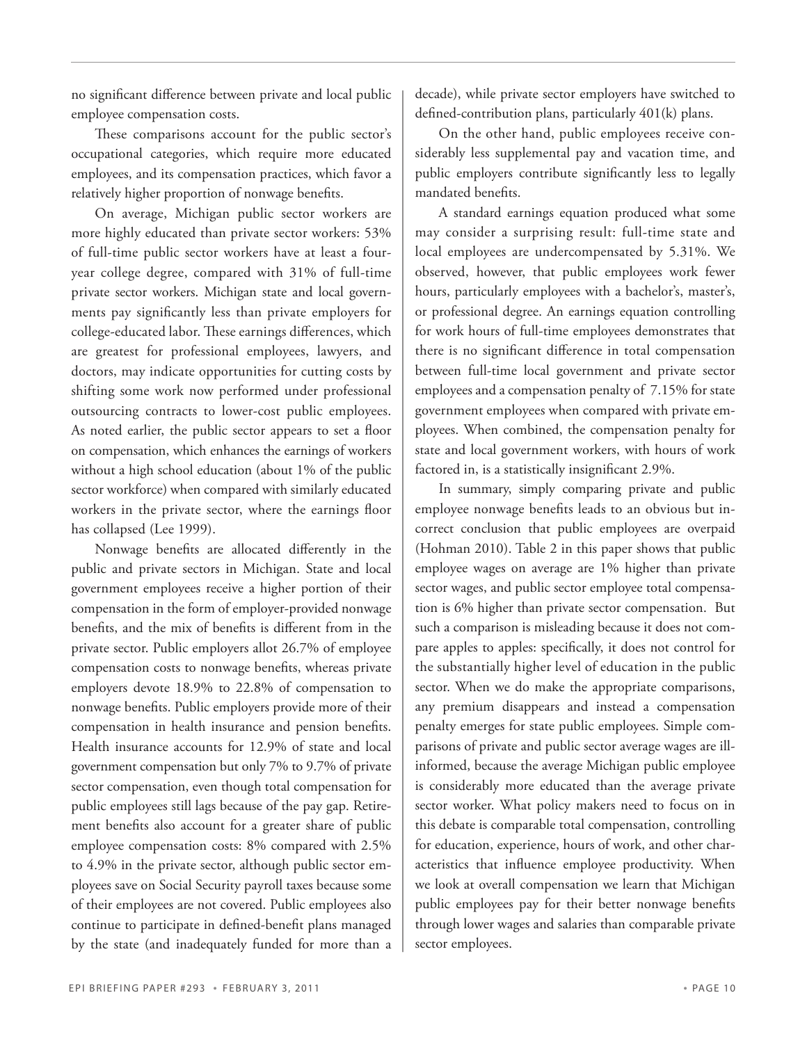no significant difference between private and local public employee compensation costs.

These comparisons account for the public sector's occupational categories, which require more educated employees, and its compensation practices, which favor a relatively higher proportion of nonwage benefits.

On average, Michigan public sector workers are more highly educated than private sector workers: 53% of full-time public sector workers have at least a four-year college degree, compared with 31% of full-time private sector workers. Michigan state and local governments pay significantly less than private employers for college-educated labor. These earnings differences, which are greatest for professional employees, lawyers, and doctors, may indicate opportunities for cutting costs by shifting some work now performed under professional outsourcing contracts to lower-cost public employees. As noted earlier, the public sector appears to set a floor on compensation, which enhances the earnings of workers without a high school education (about 1% of the public sector workforce) when compared with similarly educated workers in the private sector, where the earnings floor has collapsed (Lee 1999).

Nonwage benefits are allocated differently in the public and private sectors in Michigan. State and local government employees receive a higher portion of their compensation in the form of employer-provided nonwage benefits, and the mix of benefits is different from in the private sector. Public employers allot 26.7% of employee compensation costs to nonwage benefits, whereas private employers devote 18.9% to 22.8% of compensation to nonwage benefits. Public employers provide more of their compensation in health insurance and pension benefits. Health insurance accounts for 12.9% of state and local government compensation but only 7% to 9.7% of private sector compensation, even though total compensation for public employees still lags because of the pay gap. Retirement benefits also account for a greater share of public employee compensation costs: 8% compared with 2.5% to 4.9% in the private sector, although public sector employees save on Social Security payroll taxes because some of their employees are not covered. Public employees also continue to participate in defined-benefit plans managed by the state (and inadequately funded for more than a decade), while private sector employers have switched to defined-contribution plans, particularly 401(k) plans.

On the other hand, public employees receive considerably less supplemental pay and vacation time, and public employers contribute significantly less to legally mandated benefits.

A standard earnings equation produced what some may consider a surprising result: full-time state and local employees are undercompensated by 5.31%. We observed, however, that public employees work fewer hours, particularly employees with a bachelor's, master's, or professional degree. An earnings equation controlling for work hours of full-time employees demonstrates that there is no significant difference in total compensation between full-time local government and private sector employees and a compensation penalty of 7.15% for state government employees when compared with private employees. When combined, the compensation penalty for state and local government workers, with hours of work factored in, is a statistically insignificant 2.9%.

In summary, simply comparing private and public employee nonwage benefits leads to an obvious but incorrect conclusion that public employees are overpaid (Hohman 2010). Table 2 in this paper shows that public employee wages on average are 1% higher than private sector wages, and public sector employee total compensation is 6% higher than private sector compensation. But such a comparison is misleading because it does not compare apples to apples: specifically, it does not control for the substantially higher level of education in the public sector. When we do make the appropriate comparisons, any premium disappears and instead a compensation penalty emerges for state public employees. Simple comparisons of private and public sector average wages are ill-informed, because the average Michigan public employee is considerably more educated than the average private sector worker. What policy makers need to focus on in this debate is comparable total compensation, controlling for education, experience, hours of work, and other characteristics that influence employee productivity. When we look at overall compensation we learn that Michigan public employees pay for their better nonwage benefits through lower wages and salaries than comparable private sector employees.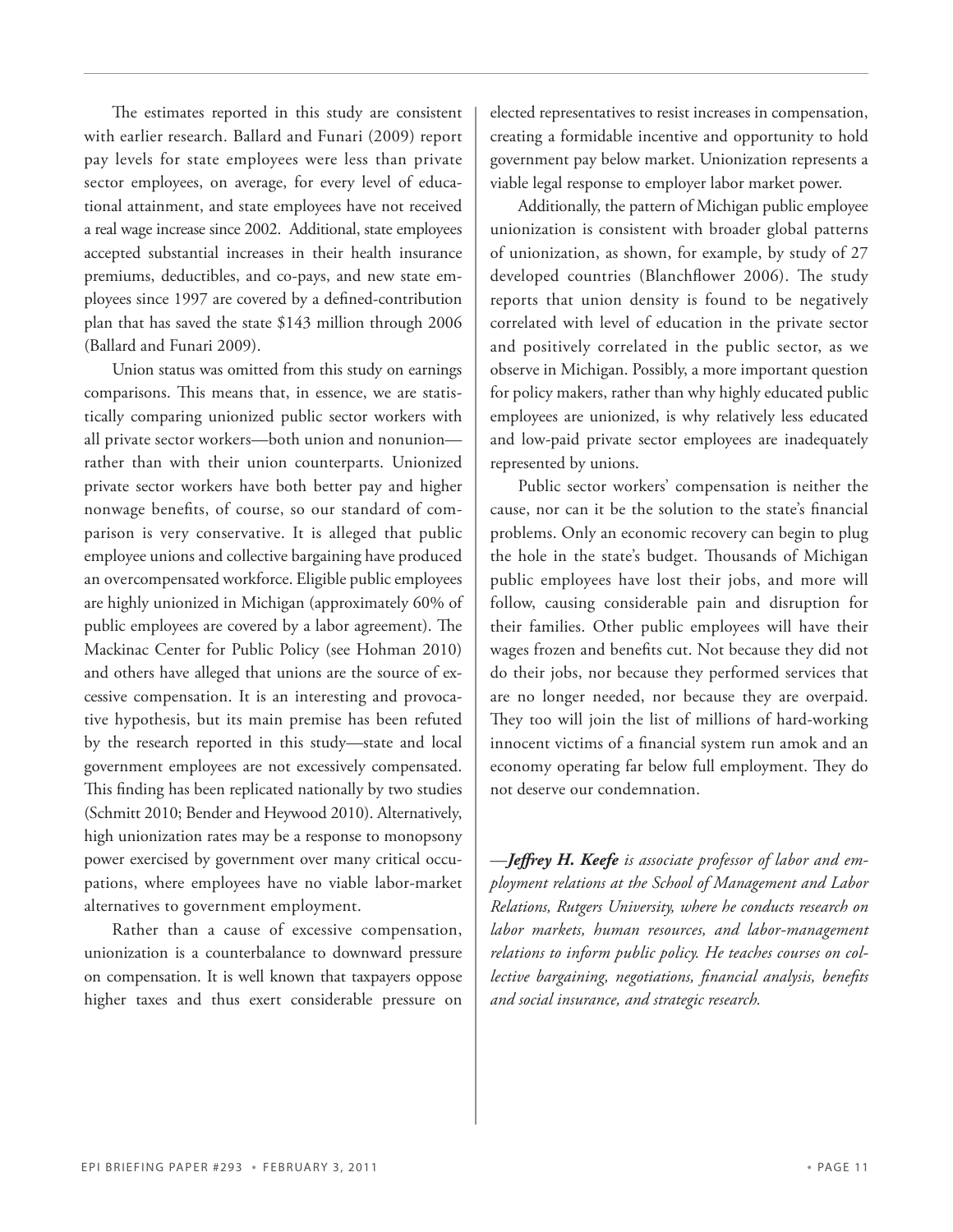The estimates reported in this study are consistent with earlier research. Ballard and Funari (2009) report pay levels for state employees were less than private sector employees, on average, for every level of educational attainment, and state employees have not received a real wage increase since 2002. Additional, state employees accepted substantial increases in their health insurance premiums, deductibles, and co-pays, and new state employees since 1997 are covered by a defined-contribution plan that has saved the state $143 million through 2006 (Ballard and Funari 2009).

Union status was omitted from this study on earnings comparisons. This means that, in essence, we are statistically comparing unionized public sector workers with all private sector workers—both union and nonunion—rather than with their union counterparts. Unionized private sector workers have both better pay and higher nonwage benefits, of course, so our standard of comparison is very conservative. It is alleged that public employee unions and collective bargaining have produced an overcompensated workforce. Eligible public employees are highly unionized in Michigan (approximately 60% of public employees are covered by a labor agreement). The Mackinac Center for Public Policy (see Hohman 2010) and others have alleged that unions are the source of excessive compensation. It is an interesting and provocative hypothesis, but its main premise has been refuted by the research reported in this study—state and local government employees are not excessively compensated. This finding has been replicated nationally by two studies (Schmitt 2010; Bender and Heywood 2010). Alternatively, high unionization rates may be a response to monopsony power exercised by government over many critical occupations, where employees have no viable labor-market alternatives to government employment.

Rather than a cause of excessive compensation, unionization is a counterbalance to downward pressure on compensation. It is well known that taxpayers oppose higher taxes and thus exert considerable pressure on elected representatives to resist increases in compensation, creating a formidable incentive and opportunity to hold government pay below market. Unionization represents a viable legal response to employer labor market power.

Additionally, the pattern of Michigan public employee unionization is consistent with broader global patterns of unionization, as shown, for example, by study of 27 developed countries (Blanchflower 2006). The study reports that union density is found to be negatively correlated with level of education in the private sector and positively correlated in the public sector, as we observe in Michigan. Possibly, a more important question for policy makers, rather than why highly educated public employees are unionized, is why relatively less educated and low-paid private sector employees are inadequately represented by unions.

Public sector workers' compensation is neither the cause, nor can it be the solution to the state's financial problems. Only an economic recovery can begin to plug the hole in the state's budget. Thousands of Michigan public employees have lost their jobs, and more will follow, causing considerable pain and disruption for their families. Other public employees will have their wages frozen and benefits cut. Not because they did not do their jobs, nor because they performed services that are no longer needed, nor because they are overpaid. They too will join the list of millions of hard-working innocent victims of a financial system run amok and an economy operating far below full employment. They do not deserve our condemnation.

*—**Jeffrey H. Keefe** is associate professor of labor and employment relations at the School of Management and Labor Relations, Rutgers University, where he conducts research on labor markets, human resources, and labor-management relations to inform public policy. He teaches courses on collective bargaining, negotiations, financial analysis, benefits and social insurance, and strategic research.*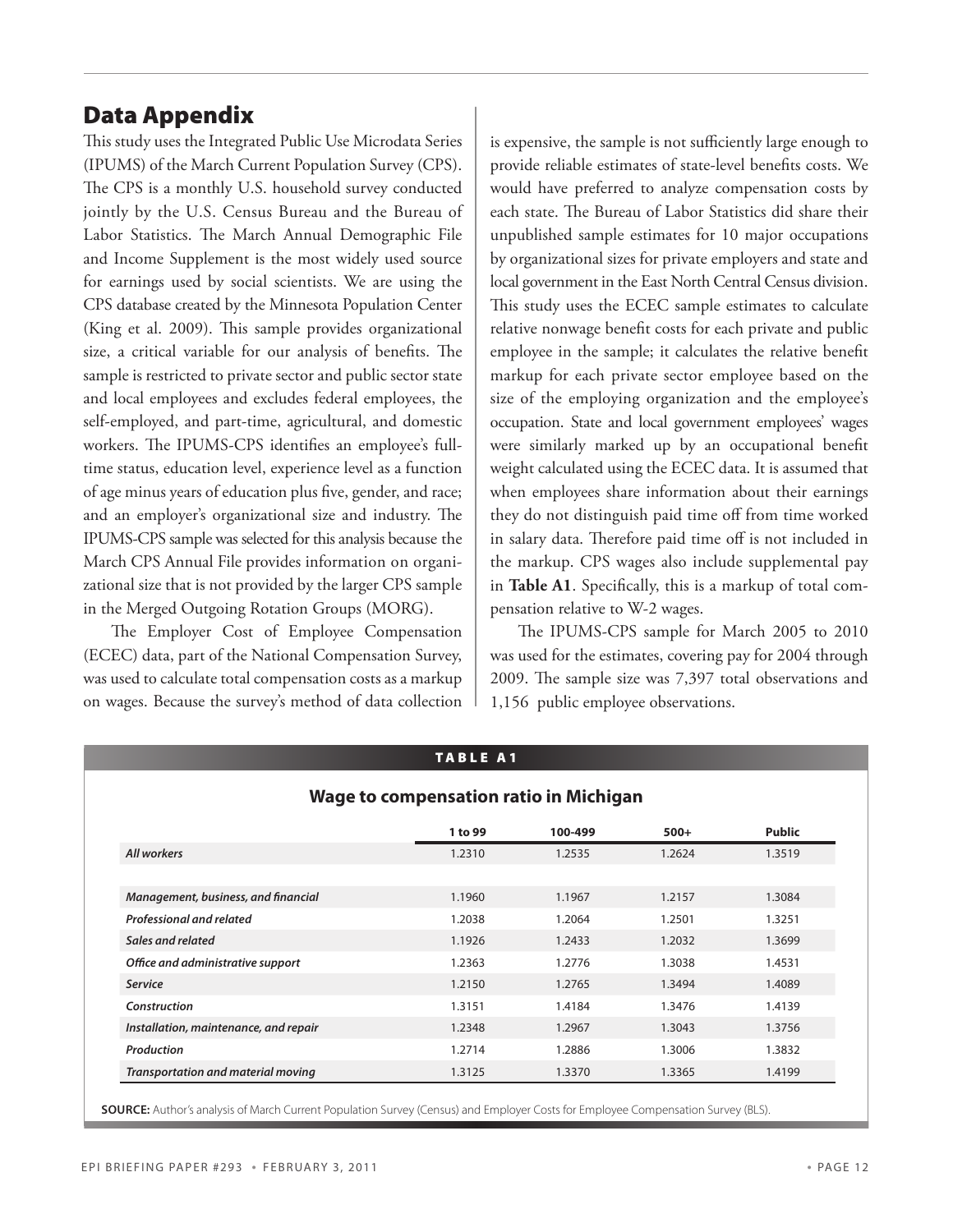## Data Appendix

This study uses the Integrated Public Use Microdata Series (IPUMS) of the March Current Population Survey (CPS). The CPS is a monthly U.S. household survey conducted jointly by the U.S. Census Bureau and the Bureau of Labor Statistics. The March Annual Demographic File and Income Supplement is the most widely used source for earnings used by social scientists. We are using the CPS database created by the Minnesota Population Center (King et al. 2009). This sample provides organizational size, a critical variable for our analysis of benefits. The sample is restricted to private sector and public sector state and local employees and excludes federal employees, the self-employed, and part-time, agricultural, and domestic workers. The IPUMS-CPS identifies an employee's full-time status, education level, experience level as a function of age minus years of education plus five, gender, and race; and an employer's organizational size and industry. The IPUMS-CPS sample was selected for this analysis because the March CPS Annual File provides information on organizational size that is not provided by the larger CPS sample in the Merged Outgoing Rotation Groups (MORG).

The Employer Cost of Employee Compensation (ECEC) data, part of the National Compensation Survey, was used to calculate total compensation costs as a markup on wages. Because the survey's method of data collection is expensive, the sample is not sufficiently large enough to provide reliable estimates of state-level benefits costs. We would have preferred to analyze compensation costs by each state. The Bureau of Labor Statistics did share their unpublished sample estimates for 10 major occupations by organizational sizes for private employers and state and local government in the East North Central Census division. This study uses the ECEC sample estimates to calculate relative nonwage benefit costs for each private and public employee in the sample; it calculates the relative benefit markup for each private sector employee based on the size of the employing organization and the employee's occupation. State and local government employees' wages were similarly marked up by an occupational benefit weight calculated using the ECEC data. It is assumed that when employees share information about their earnings they do not distinguish paid time off from time worked in salary data. Therefore paid time off is not included in the markup. CPS wages also include supplemental pay in **Table A1**. Specifically, this is a markup of total compensation relative to W-2 wages.

The IPUMS-CPS sample for March 2005 to 2010 was used for the estimates, covering pay for 2004 through 2009. The sample size was 7,397 total observations and 1,156 public employee observations.

**TABLE A1**

**Wage to compensation ratio in Michigan**

| | 1 to 99 | 100-499 | 500+ | Public |
|---|---|---|---|---|
| *All workers* | 1.2310 | 1.2535 | 1.2624 | 1.3519 |
| | | | | |
| *Management, business, and financial* | 1.1960 | 1.1967 | 1.2157 | 1.3084 |
| *Professional and related* | 1.2038 | 1.2064 | 1.2501 | 1.3251 |
| *Sales and related* | 1.1926 | 1.2433 | 1.2032 | 1.3699 |
| *Office and administrative support* | 1.2363 | 1.2776 | 1.3038 | 1.4531 |
| *Service* | 1.2150 | 1.2765 | 1.3494 | 1.4089 |
| *Construction* | 1.3151 | 1.4184 | 1.3476 | 1.4139 |
| *Installation, maintenance, and repair* | 1.2348 | 1.2967 | 1.3043 | 1.3756 |
| *Production* | 1.2714 | 1.2886 | 1.3006 | 1.3832 |
| *Transportation and material moving* | 1.3125 | 1.3370 | 1.3365 | 1.4199 |

**SOURCE:** Author's analysis of March Current Population Survey (Census) and Employer Costs for Employee Compensation Survey (BLS).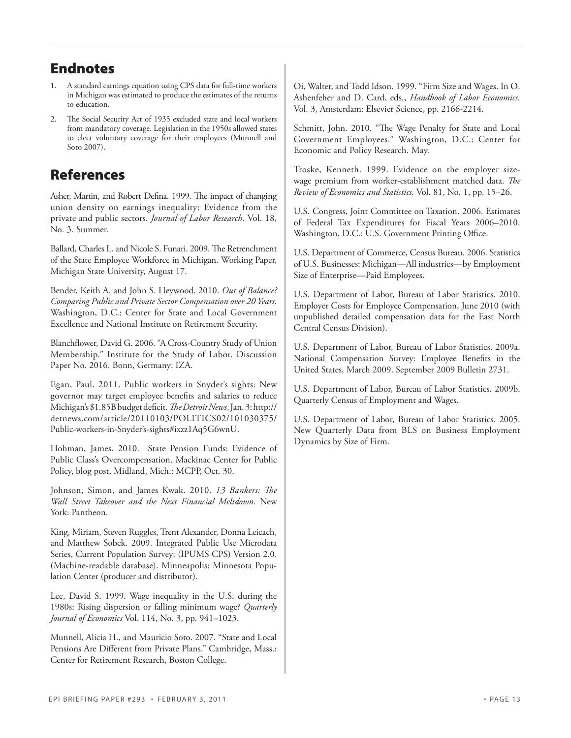## Endnotes

1. A standard earnings equation using CPS data for full-time workers in Michigan was estimated to produce the estimates of the returns to education.
2. The Social Security Act of 1935 excluded state and local workers from mandatory coverage. Legislation in the 1950s allowed states to elect voluntary coverage for their employees (Munnell and Soto 2007).

## References

Asher, Martin, and Robert Defina. 1999. The impact of changing union density on earnings inequality: Evidence from the private and public sectors. *Journal of Labor Research*. Vol. 18, No. 3. Summer.

Ballard, Charles L. and Nicole S. Funari. 2009. The Retrenchment of the State Employee Workforce in Michigan. Working Paper, Michigan State University, August 17.

Bender, Keith A. and John S. Heywood. 2010. *Out of Balance? Comparing Public and Private Sector Compensation over 20 Years.* Washington, D.C.: Center for State and Local Government Excellence and National Institute on Retirement Security.

Blanchflower, David G. 2006. "A Cross-Country Study of Union Membership." Institute for the Study of Labor. Discussion Paper No. 2016. Bonn, Germany: IZA.

Egan, Paul. 2011. Public workers in Snyder's sights: New governor may target employee benefits and salaries to reduce Michigan's $1.85B budget deficit. *The Detroit News*, Jan. 3: http://detnews.com/article/20110103/POLITICS02/101030375/Public-workers-in-Snyder's-sights#ixzz1Aq5G6wnU.

Hohman, James. 2010. State Pension Funds: Evidence of Public Class's Overcompensation. Mackinac Center for Public Policy, blog post, Midland, Mich.: MCPP, Oct. 30.

Johnson, Simon, and James Kwak. 2010. *13 Bankers: The Wall Street Takeover and the Next Financial Meltdown.* New York: Pantheon.

King, Miriam, Steven Ruggles, Trent Alexander, Donna Leicach, and Matthew Sobek. 2009. Integrated Public Use Microdata Series, Current Population Survey: (IPUMS CPS) Version 2.0. (Machine-readable database). Minneapolis: Minnesota Population Center (producer and distributor).

Lee, David S. 1999. Wage inequality in the U.S. during the 1980s: Rising dispersion or falling minimum wage? *Quarterly Journal of Economics* Vol. 114, No. 3, pp. 941–1023.

Munnell, Alicia H., and Mauricio Soto. 2007. "State and Local Pensions Are Different from Private Plans." Cambridge, Mass.: Center for Retirement Research, Boston College.

Oi, Walter, and Todd Idson. 1999. "Firm Size and Wages. In O. Ashenfeher and D. Card, eds., *Handbook of Labor Economics.* Vol. 3, Amsterdam: Elsevier Science, pp. 2166-2214.

Schmitt, John. 2010. "The Wage Penalty for State and Local Government Employees." Washington, D.C.: Center for Economic and Policy Research. May.

Troske, Kenneth. 1999. Evidence on the employer size-wage premium from worker-establishment matched data. *The Review of Economics and Statistics.* Vol. 81, No. 1, pp. 15–26.

U.S. Congress, Joint Committee on Taxation. 2006. Estimates of Federal Tax Expenditures for Fiscal Years 2006–2010. Washington, D.C.: U.S. Government Printing Office.

U.S. Department of Commerce, Census Bureau. 2006. Statistics of U.S. Businesses: Michigan—All industries—by Employment Size of Enterprise—Paid Employees.

U.S. Department of Labor, Bureau of Labor Statistics. 2010. Employer Costs for Employee Compensation, June 2010 (with unpublished detailed compensation data for the East North Central Census Division).

U.S. Department of Labor, Bureau of Labor Statistics. 2009a. National Compensation Survey: Employee Benefits in the United States, March 2009. September 2009 Bulletin 2731.

U.S. Department of Labor, Bureau of Labor Statistics. 2009b. Quarterly Census of Employment and Wages.

U.S. Department of Labor, Bureau of Labor Statistics. 2005. New Quarterly Data from BLS on Business Employment Dynamics by Size of Firm.